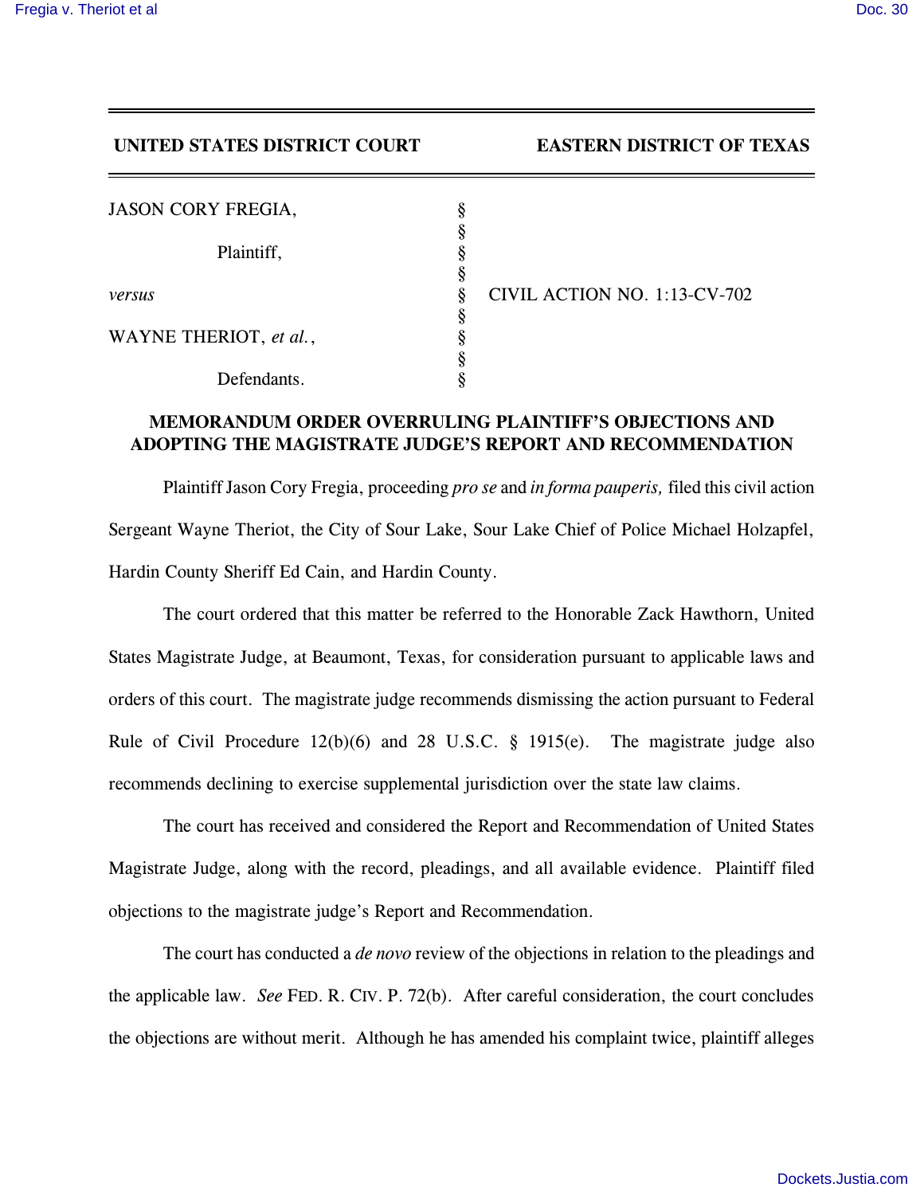**UNITED STATES DISTRICT COURT EASTERN DISTRICT OF TEXAS**

JASON CORY FREGIA, §
§
Plaintiff, §
§
*versus* § CIVIL ACTION NO. 1:13-CV-702
§
WAYNE THERIOT, *et al.*, §
§
Defendants. §

**MEMORANDUM ORDER OVERRULING PLAINTIFF'S OBJECTIONS AND ADOPTING THE MAGISTRATE JUDGE'S REPORT AND RECOMMENDATION**

Plaintiff Jason Cory Fregia, proceeding *pro se* and *in forma pauperis,* filed this civil action Sergeant Wayne Theriot, the City of Sour Lake, Sour Lake Chief of Police Michael Holzapfel, Hardin County Sheriff Ed Cain, and Hardin County.

The court ordered that this matter be referred to the Honorable Zack Hawthorn, United States Magistrate Judge, at Beaumont, Texas, for consideration pursuant to applicable laws and orders of this court. The magistrate judge recommends dismissing the action pursuant to Federal Rule of Civil Procedure 12(b)(6) and 28 U.S.C. § 1915(e). The magistrate judge also recommends declining to exercise supplemental jurisdiction over the state law claims.

The court has received and considered the Report and Recommendation of United States Magistrate Judge, along with the record, pleadings, and all available evidence. Plaintiff filed objections to the magistrate judge's Report and Recommendation.

The court has conducted a *de novo* review of the objections in relation to the pleadings and the applicable law. *See* FED. R. CIV. P. 72(b). After careful consideration, the court concludes the objections are without merit. Although he has amended his complaint twice, plaintiff alleges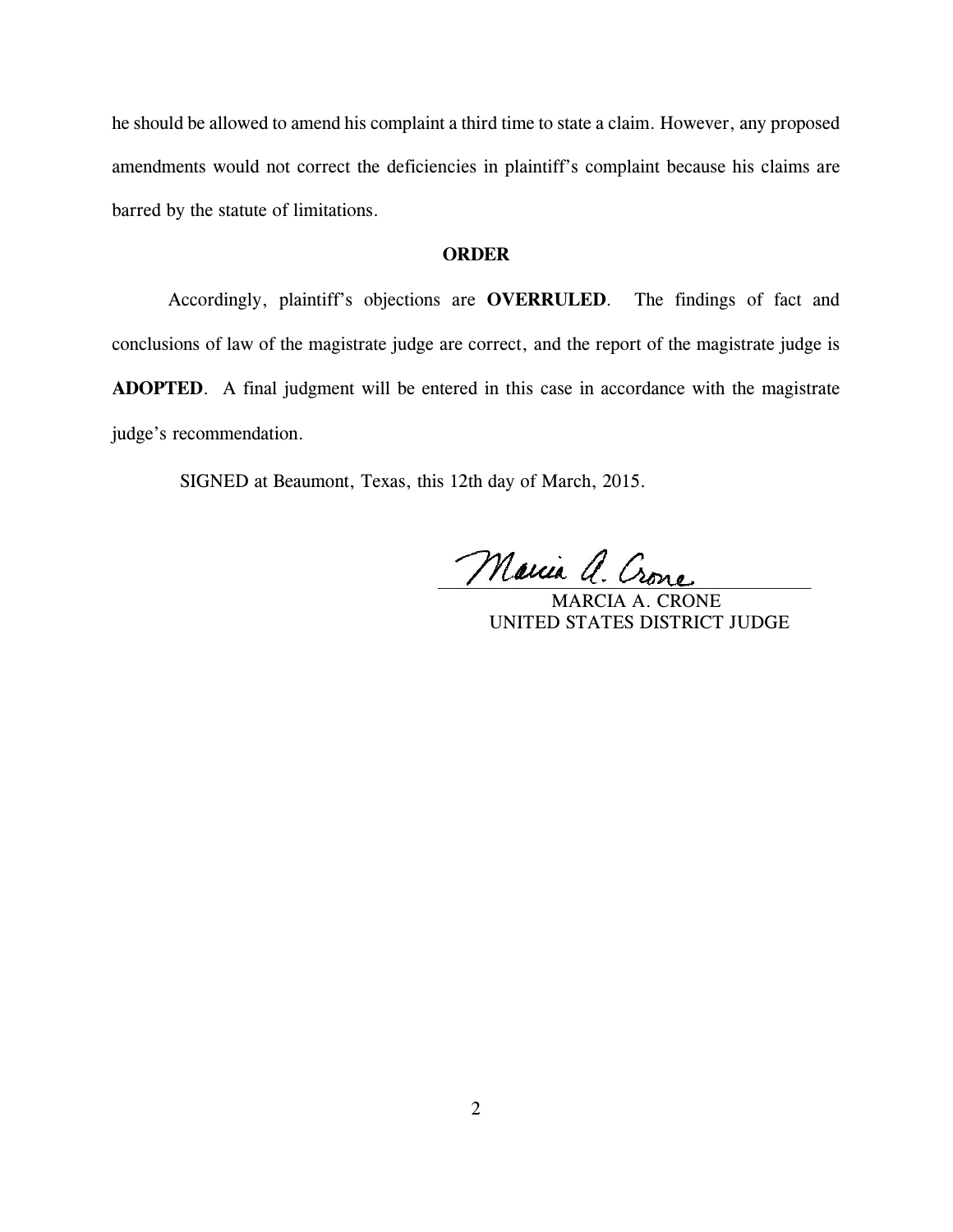he should be allowed to amend his complaint a third time to state a claim. However, any proposed amendments would not correct the deficiencies in plaintiff's complaint because his claims are barred by the statute of limitations.

**ORDER**

Accordingly, plaintiff's objections are **OVERRULED**. The findings of fact and conclusions of law of the magistrate judge are correct, and the report of the magistrate judge is **ADOPTED**. A final judgment will be entered in this case in accordance with the magistrate judge's recommendation.

SIGNED at Beaumont, Texas, this 12th day of March, 2015.

Marcia A. Crone

MARCIA A. CRONE
UNITED STATES DISTRICT JUDGE